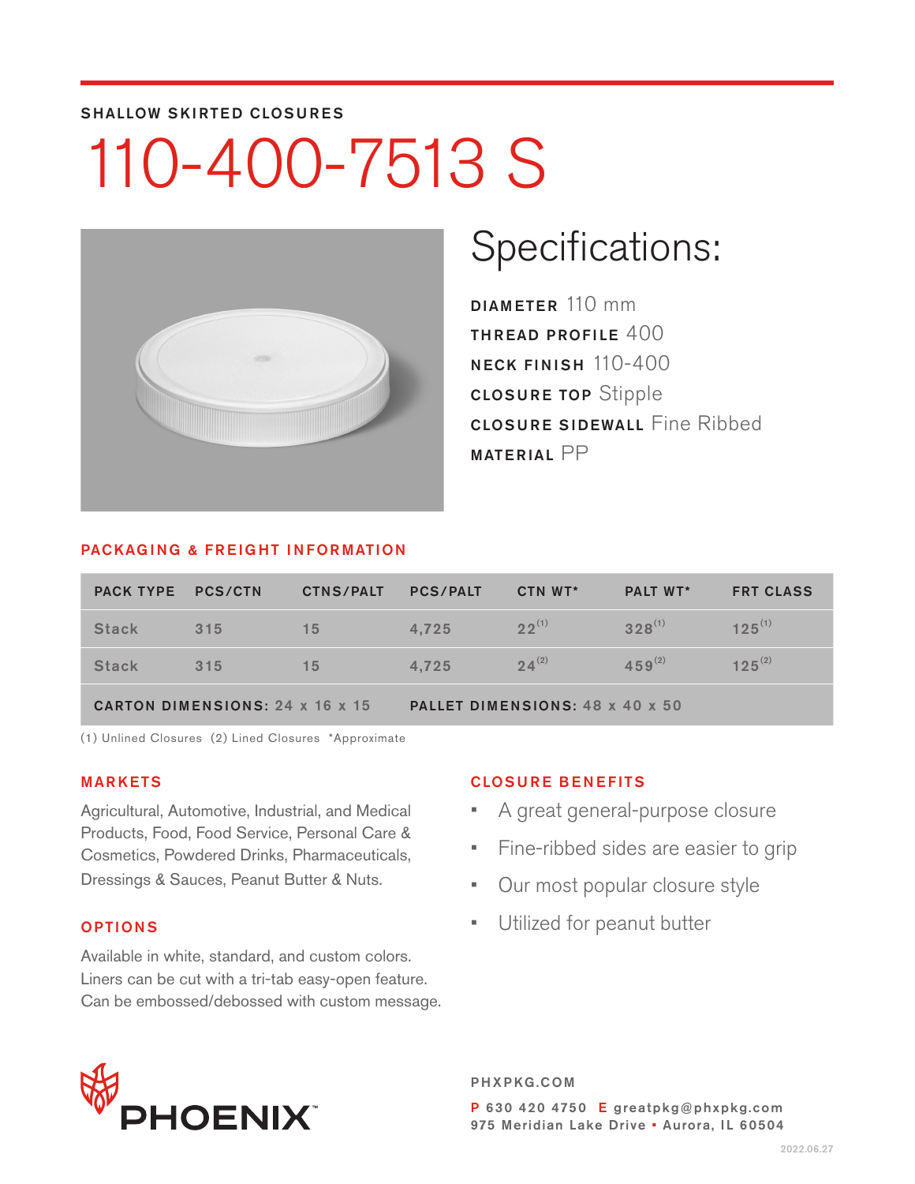SHALLOW SKIRTED CLOSURES

# 110-400-7513 S

## Specifications:

**DIAMETER** 110 mm
**THREAD PROFILE** 400
**NECK FINISH** 110-400
**CLOSURE TOP** Stipple
**CLOSURE SIDEWALL** Fine Ribbed
**MATERIAL** PP

## PACKAGING & FREIGHT INFORMATION

| PACK TYPE | PCS/CTN | CTNS/PALT | PCS/PALT | CTN WT* | PALT WT* | FRT CLASS |
|---|---|---|---|---|---|---|
| Stack | 315 | 15 | 4,725 | 22 (1) | 328 (1) | 125 (1) |
| Stack | 315 | 15 | 4,725 | 24 (2) | 459 (2) | 125 (2) |
| **CARTON DIMENSIONS:** 24 x 16 x 15 | | | **PALLET DIMENSIONS:** 48 x 40 x 50 | | | |

(1) Unlined Closures (2) Lined Closures *Approximate

## MARKETS

Agricultural, Automotive, Industrial, and Medical Products, Food, Food Service, Personal Care & Cosmetics, Powdered Drinks, Pharmaceuticals, Dressings & Sauces, Peanut Butter & Nuts.

## OPTIONS

Available in white, standard, and custom colors. Liners can be cut with a tri-tab easy-open feature. Can be embossed/debossed with custom message.

## CLOSURE BENEFITS

- A great general-purpose closure
- Fine-ribbed sides are easier to grip
- Our most popular closure style
- Utilized for peanut butter

PHOENIX™

PHXPKG.COM
P 630 420 4750 E greatpkg@phxpkg.com
975 Meridian Lake Drive ▪ Aurora, IL 60504

2022.06.27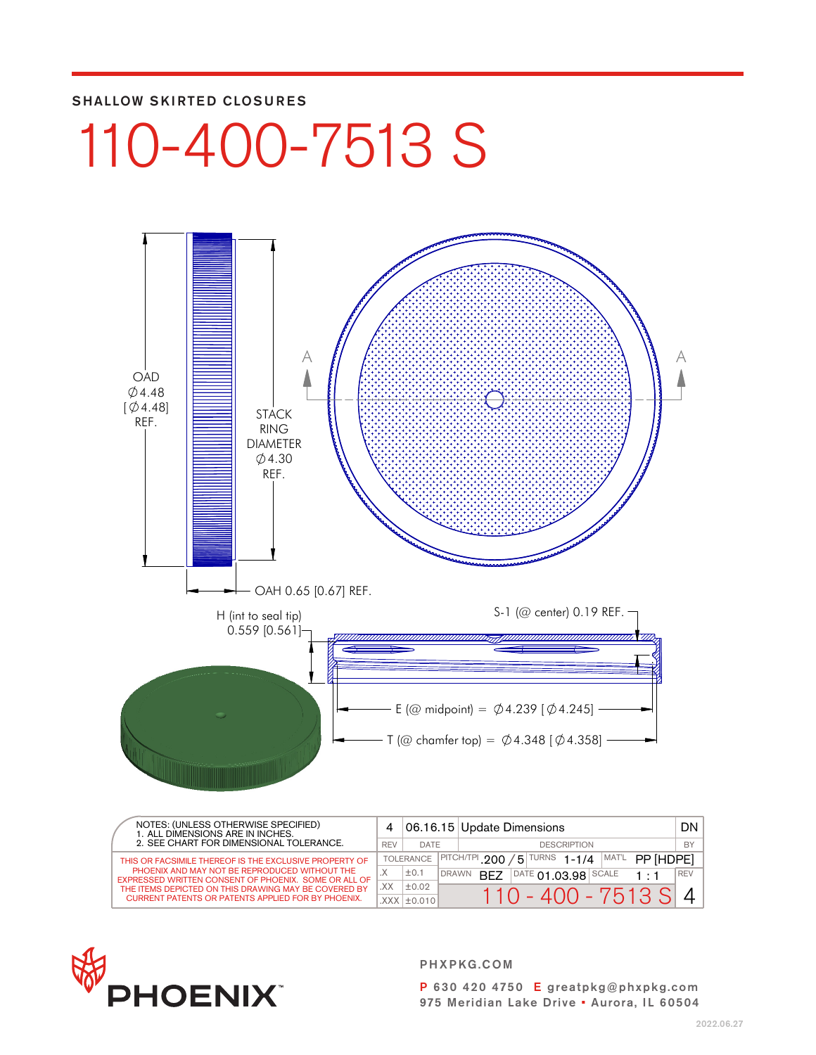SHALLOW SKIRTED CLOSURES

# 110-400-7513 S

OAD
∅4.48
[∅4.48]
REF.

STACK
RING
DIAMETER
∅4.30
REF.

OAH 0.65 [0.67] REF.

H (int to seal tip)
0.559 [0.561]

S-1 (@ center) 0.19 REF.

E (@ midpoint) = ∅4.239 [∅4.245]

T (@ chamfer top) = ∅4.348 [∅4.358]

NOTES: (UNLESS OTHERWISE SPECIFIED)
1. ALL DIMENSIONS ARE IN INCHES.
2. SEE CHART FOR DIMENSIONAL TOLERANCE.

THIS OR FACSIMILE THEREOF IS THE EXCLUSIVE PROPERTY OF PHOENIX AND MAY NOT BE REPRODUCED WITHOUT THE EXPRESSED WRITTEN CONSENT OF PHOENIX. SOME OR ALL OF THE ITEMS DEPICTED ON THIS DRAWING MAY BE COVERED BY CURRENT PATENTS OR PATENTS APPLIED FOR BY PHOENIX.

| REV | DATE | DESCRIPTION | BY |
|---|---|---|---|
| 4 | 06.16.15 | Update Dimensions | DN |

| TOLERANCE | | PITCH/TPI | .200 / 5 | TURNS | 1-1/4 | MAT'L | PP [HDPE] |
|---|---|---|---|---|---|---|---|
| .X | ±0.1 | DRAWN | BEZ | DATE | 01.03.98 | SCALE | 1 : 1 |
| .XX | ±0.02 | | 110 - 400 - 7513 S | | | REV | 4 |
| .XXX | ±0.010 | | | | | | |

PHOENIX™

PHXPKG.COM

P 630 420 4750 E greatpkg@phxpkg.com
975 Meridian Lake Drive ▪ Aurora, IL 60504

2022.06.27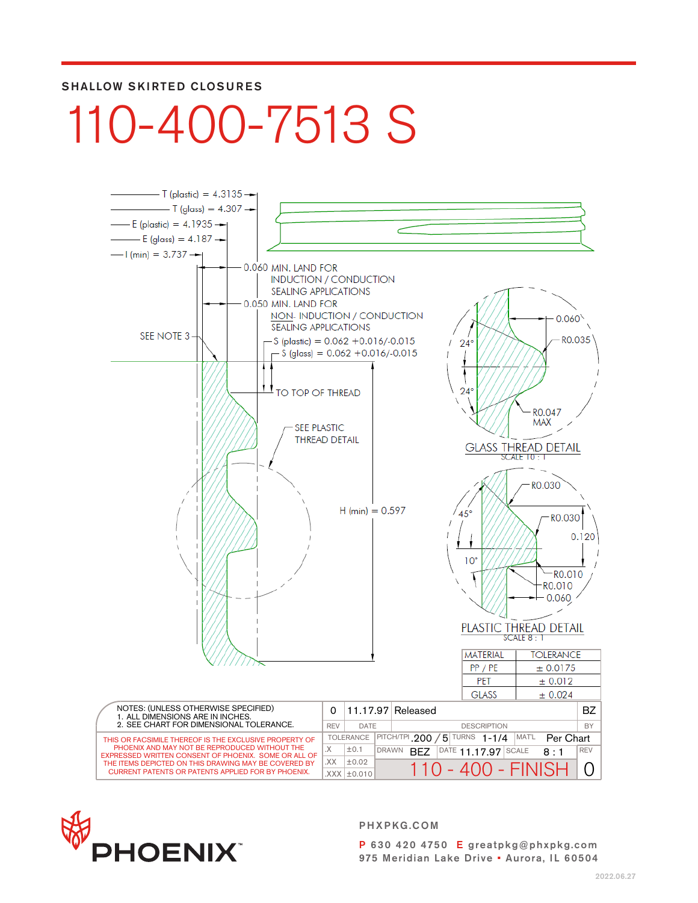SHALLOW SKIRTED CLOSURES

# 110-400-7513 S

T (plastic) = 4.3135

T (glass) = 4.307

E (plastic) = 4.1935

E (glass) = 4.187

I (min) = 3.737

0.060 MIN. LAND FOR INDUCTION / CONDUCTION SEALING APPLICATIONS

0.050 MIN. LAND FOR NON- INDUCTION / CONDUCTION SEALING APPLICATIONS

SEE NOTE 3

S (plastic) = 0.062 +0.016/-0.015

S (glass) = 0.062 +0.016/-0.015

TO TOP OF THREAD

SEE PLASTIC THREAD DETAIL

H (min) = 0.597

0.060

24°

R0.035

24°

R0.047 MAX

GLASS THREAD DETAIL
SCALE 10 : 1

R0.030

45°

R0.030

0.120

10°

R0.010

R0.010

0.060

PLASTIC THREAD DETAIL
SCALE 8 : 1

| MATERIAL | TOLERANCE |
|---|---|
| PP / PE | ± 0.0175 |
| PET | ± 0.012 |
| GLASS | ± 0.024 |

NOTES: (UNLESS OTHERWISE SPECIFIED)
1. ALL DIMENSIONS ARE IN INCHES.
2. SEE CHART FOR DIMENSIONAL TOLERANCE.

THIS OR FACSIMILE THEREOF IS THE EXCLUSIVE PROPERTY OF PHOENIX AND MAY NOT BE REPRODUCED WITHOUT THE EXPRESSED WRITTEN CONSENT OF PHOENIX. SOME OR ALL OF THE ITEMS DEPICTED ON THIS DRAWING MAY BE COVERED BY CURRENT PATENTS OR PATENTS APPLIED FOR BY PHOENIX.

| REV | DATE | DESCRIPTION | BY |
|---|---|---|---|
| 0 | 11.17.97 | Released | BZ |

| TOLERANCE | | | | | | | | |
|---|---|---|---|---|---|---|---|---|
| .X | ±0.1 | PITCH/TPI | .200 / 5 | TURNS | 1-1/4 | MAT'L | Per Chart | |
| .XX | ±0.02 | DRAWN | BEZ | DATE | 11.17.97 | SCALE | 8 : 1 | REV |
| .XXX | ±0.010 | 110 - 400 - FINISH | | | | | | 0 |

PHOENIX™

PHXPKG.COM

P 630 420 4750 E greatpkg@phxpkg.com
975 Meridian Lake Drive • Aurora, IL 60504

2022.06.27